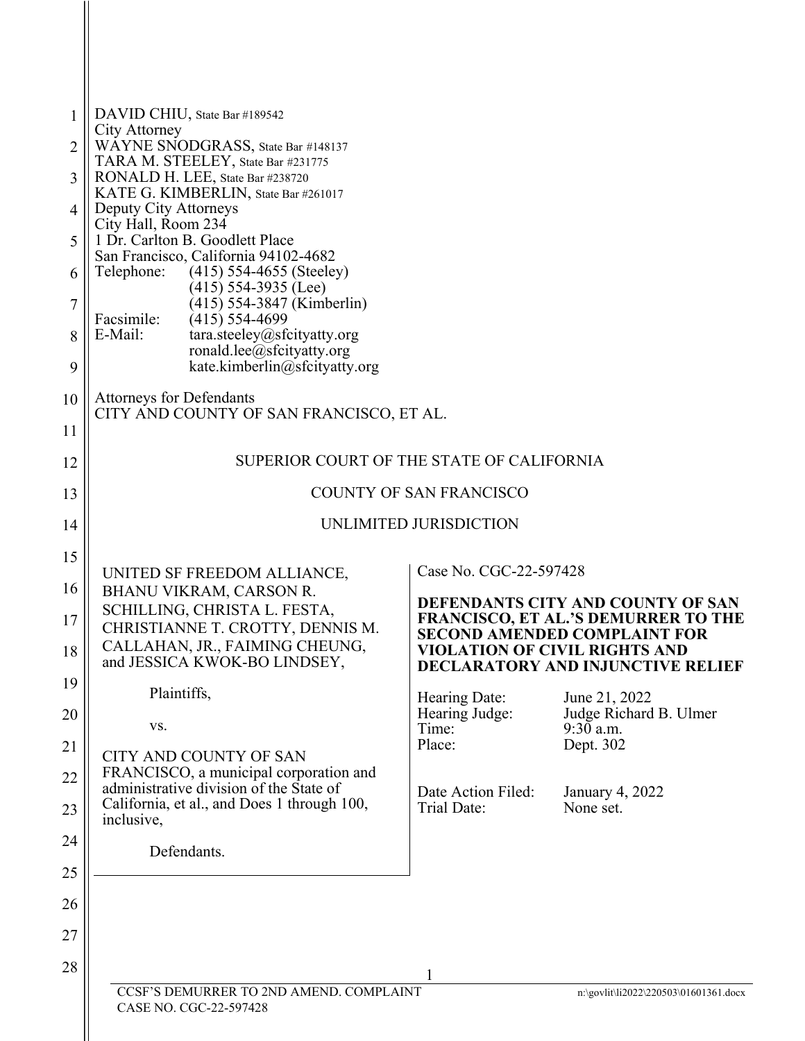DAVID CHIU, State Bar #189542
City Attorney
WAYNE SNODGRASS, State Bar #148137
TARA M. STEELEY, State Bar #231775
RONALD H. LEE, State Bar #238720
KATE G. KIMBERLIN, State Bar #261017
Deputy City Attorneys
City Hall, Room 234
1 Dr. Carlton B. Goodlett Place
San Francisco, California 94102-4682
Telephone: (415) 554-4655 (Steeley)
(415) 554-3935 (Lee)
(415) 554-3847 (Kimberlin)
Facsimile: (415) 554-4699
E-Mail: tara.steeley@sfcityatty.org
ronald.lee@sfcityatty.org
kate.kimberlin@sfcityatty.org

Attorneys for Defendants
CITY AND COUNTY OF SAN FRANCISCO, ET AL.

SUPERIOR COURT OF THE STATE OF CALIFORNIA

COUNTY OF SAN FRANCISCO

UNLIMITED JURISDICTION

UNITED SF FREEDOM ALLIANCE, BHANU VIKRAM, CARSON R. SCHILLING, CHRISTA L. FESTA, CHRISTIANNE T. CROTTY, DENNIS M. CALLAHAN, JR., FAIMING CHEUNG, and JESSICA KWOK-BO LINDSEY,

Plaintiffs,

vs.

CITY AND COUNTY OF SAN FRANCISCO, a municipal corporation and administrative division of the State of California, et al., and Does 1 through 100, inclusive,

Defendants.

Case No. CGC-22-597428

**DEFENDANTS CITY AND COUNTY OF SAN FRANCISCO, ET AL.'S DEMURRER TO THE SECOND AMENDED COMPLAINT FOR VIOLATION OF CIVIL RIGHTS AND DECLARATORY AND INJUNCTIVE RELIEF**

Hearing Date: June 21, 2022
Hearing Judge: Judge Richard B. Ulmer
Time: 9:30 a.m.
Place: Dept. 302

Date Action Filed: January 4, 2022
Trial Date: None set.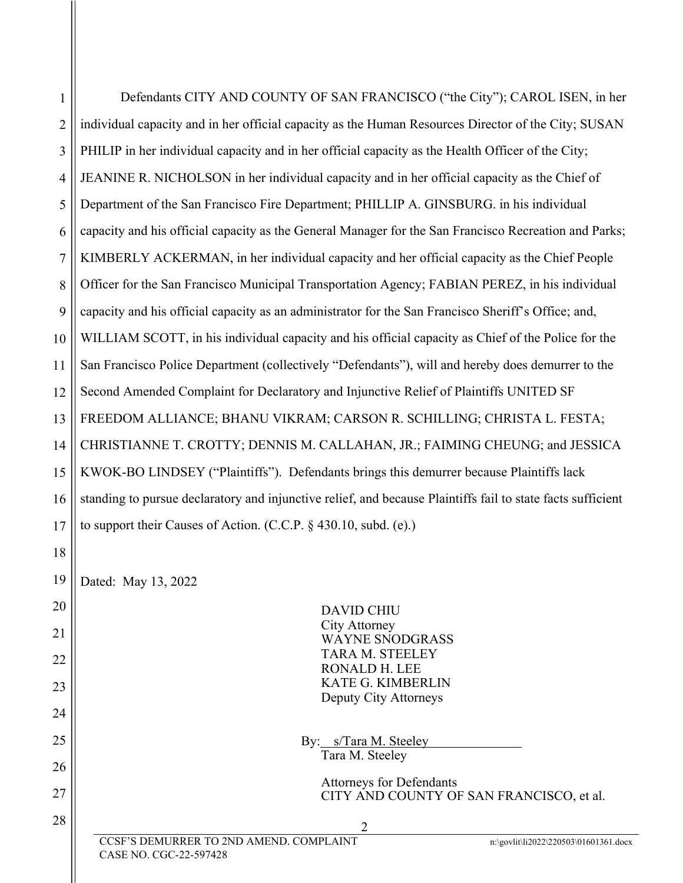Defendants CITY AND COUNTY OF SAN FRANCISCO ("the City"); CAROL ISEN, in her individual capacity and in her official capacity as the Human Resources Director of the City; SUSAN PHILIP in her individual capacity and in her official capacity as the Health Officer of the City; JEANINE R. NICHOLSON in her individual capacity and in her official capacity as the Chief of Department of the San Francisco Fire Department; PHILLIP A. GINSBURG. in his individual capacity and his official capacity as the General Manager for the San Francisco Recreation and Parks; KIMBERLY ACKERMAN, in her individual capacity and her official capacity as the Chief People Officer for the San Francisco Municipal Transportation Agency; FABIAN PEREZ, in his individual capacity and his official capacity as an administrator for the San Francisco Sheriff's Office; and, WILLIAM SCOTT, in his individual capacity and his official capacity as Chief of the Police for the San Francisco Police Department (collectively "Defendants"), will and hereby does demurrer to the Second Amended Complaint for Declaratory and Injunctive Relief of Plaintiffs UNITED SF FREEDOM ALLIANCE; BHANU VIKRAM; CARSON R. SCHILLING; CHRISTA L. FESTA; CHRISTIANNE T. CROTTY; DENNIS M. CALLAHAN, JR.; FAIMING CHEUNG; and JESSICA KWOK-BO LINDSEY ("Plaintiffs"). Defendants brings this demurrer because Plaintiffs lack standing to pursue declaratory and injunctive relief, and because Plaintiffs fail to state facts sufficient to support their Causes of Action. (C.C.P. § 430.10, subd. (e).)

Dated: May 13, 2022

DAVID CHIU
City Attorney
WAYNE SNODGRASS
TARA M. STEELEY
RONALD H. LEE
KATE G. KIMBERLIN
Deputy City Attorneys

By: s/Tara M. Steeley
Tara M. Steeley

Attorneys for Defendants
CITY AND COUNTY OF SAN FRANCISCO, et al.

CCSF'S DEMURRER TO 2ND AMEND. COMPLAINT
CASE NO. CGC-22-597428

n:\govlit\li2022\220503\01601361.docx